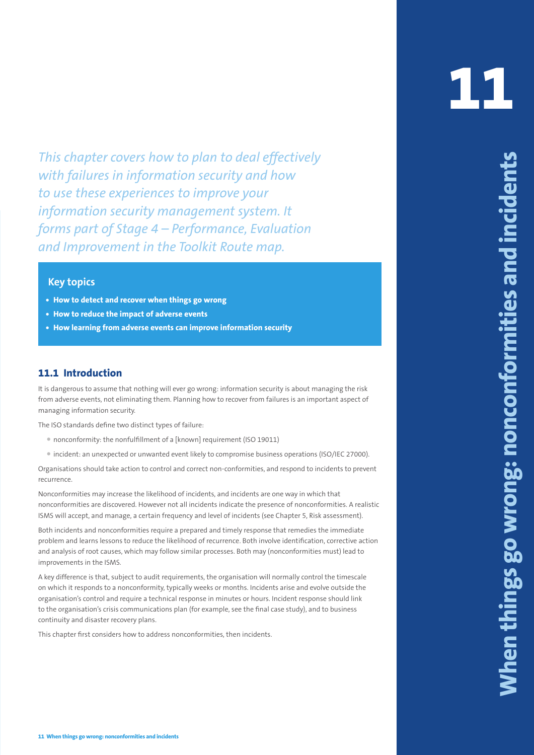# 11 When things go wrong: nonconformities and incidents

*This chapter covers how to plan to deal effectively with failures in information security and how to use these experiences to improve your information security management system. It forms part of Stage 4 – Performance, Evaluation and Improvement in the Toolkit Route map.*

**Key topics**

- **How to detect and recover when things go wrong**
- **How to reduce the impact of adverse events**
- **How learning from adverse events can improve information security**

## 11.1 Introduction

It is dangerous to assume that nothing will ever go wrong: information security is about managing the risk from adverse events, not eliminating them. Planning how to recover from failures is an important aspect of managing information security.

The ISO standards define two distinct types of failure:

- nonconformity: the nonfulfillment of a [known] requirement (ISO 19011)
- incident: an unexpected or unwanted event likely to compromise business operations (ISO/IEC 27000).

Organisations should take action to control and correct non-conformities, and respond to incidents to prevent recurrence.

Nonconformities may increase the likelihood of incidents, and incidents are one way in which that nonconformities are discovered. However not all incidents indicate the presence of nonconformities. A realistic ISMS will accept, and manage, a certain frequency and level of incidents (see Chapter 5, Risk assessment).

Both incidents and nonconformities require a prepared and timely response that remedies the immediate problem and learns lessons to reduce the likelihood of recurrence. Both involve identification, corrective action and analysis of root causes, which may follow similar processes. Both may (nonconformities must) lead to improvements in the ISMS.

A key difference is that, subject to audit requirements, the organisation will normally control the timescale on which it responds to a nonconformity, typically weeks or months. Incidents arise and evolve outside the organisation's control and require a technical response in minutes or hours. Incident response should link to the organisation's crisis communications plan (for example, see the final case study), and to business continuity and disaster recovery plans.

This chapter first considers how to address nonconformities, then incidents.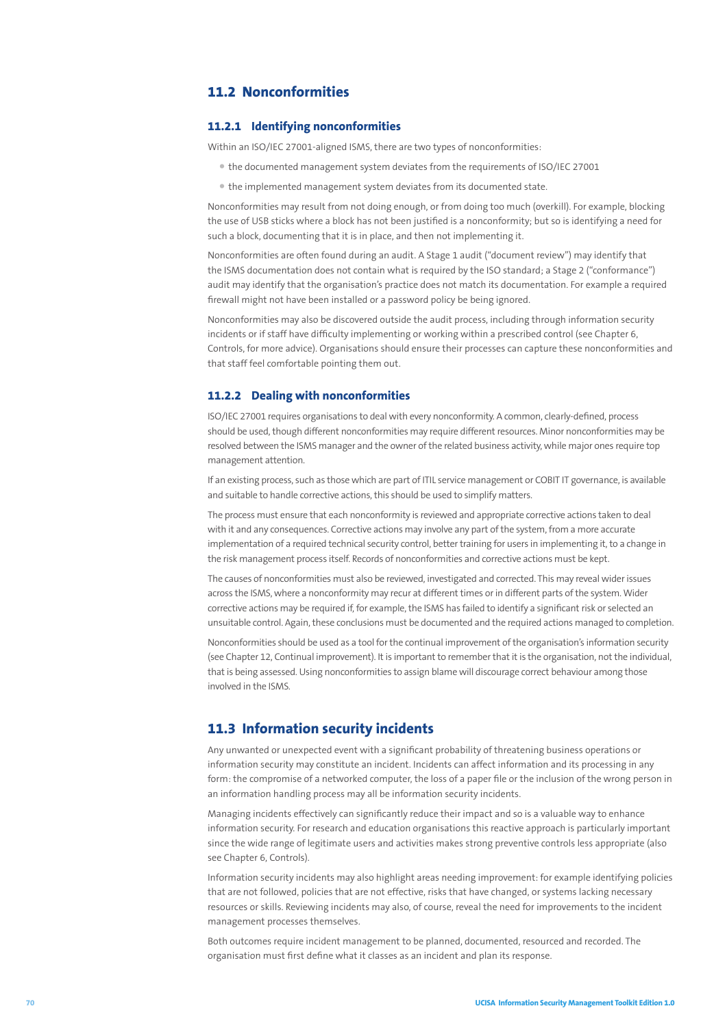## 11.2 Nonconformities

### 11.2.1 Identifying nonconformities

Within an ISO/IEC 27001-aligned ISMS, there are two types of nonconformities:

- the documented management system deviates from the requirements of ISO/IEC 27001
- the implemented management system deviates from its documented state.

Nonconformities may result from not doing enough, or from doing too much (overkill). For example, blocking the use of USB sticks where a block has not been justified is a nonconformity; but so is identifying a need for such a block, documenting that it is in place, and then not implementing it.

Nonconformities are often found during an audit. A Stage 1 audit ("document review") may identify that the ISMS documentation does not contain what is required by the ISO standard; a Stage 2 ("conformance") audit may identify that the organisation's practice does not match its documentation. For example a required firewall might not have been installed or a password policy be being ignored.

Nonconformities may also be discovered outside the audit process, including through information security incidents or if staff have difficulty implementing or working within a prescribed control (see Chapter 6, Controls, for more advice). Organisations should ensure their processes can capture these nonconformities and that staff feel comfortable pointing them out.

### 11.2.2 Dealing with nonconformities

ISO/IEC 27001 requires organisations to deal with every nonconformity. A common, clearly-defined, process should be used, though different nonconformities may require different resources. Minor nonconformities may be resolved between the ISMS manager and the owner of the related business activity, while major ones require top management attention.

If an existing process, such as those which are part of ITIL service management or COBIT IT governance, is available and suitable to handle corrective actions, this should be used to simplify matters.

The process must ensure that each nonconformity is reviewed and appropriate corrective actions taken to deal with it and any consequences. Corrective actions may involve any part of the system, from a more accurate implementation of a required technical security control, better training for users in implementing it, to a change in the risk management process itself. Records of nonconformities and corrective actions must be kept.

The causes of nonconformities must also be reviewed, investigated and corrected. This may reveal wider issues across the ISMS, where a nonconformity may recur at different times or in different parts of the system. Wider corrective actions may be required if, for example, the ISMS has failed to identify a significant risk or selected an unsuitable control. Again, these conclusions must be documented and the required actions managed to completion.

Nonconformities should be used as a tool for the continual improvement of the organisation's information security (see Chapter 12, Continual improvement). It is important to remember that it is the organisation, not the individual, that is being assessed. Using nonconformities to assign blame will discourage correct behaviour among those involved in the ISMS.

## 11.3 Information security incidents

Any unwanted or unexpected event with a significant probability of threatening business operations or information security may constitute an incident. Incidents can affect information and its processing in any form: the compromise of a networked computer, the loss of a paper file or the inclusion of the wrong person in an information handling process may all be information security incidents.

Managing incidents effectively can significantly reduce their impact and so is a valuable way to enhance information security. For research and education organisations this reactive approach is particularly important since the wide range of legitimate users and activities makes strong preventive controls less appropriate (also see Chapter 6, Controls).

Information security incidents may also highlight areas needing improvement: for example identifying policies that are not followed, policies that are not effective, risks that have changed, or systems lacking necessary resources or skills. Reviewing incidents may also, of course, reveal the need for improvements to the incident management processes themselves.

Both outcomes require incident management to be planned, documented, resourced and recorded. The organisation must first define what it classes as an incident and plan its response.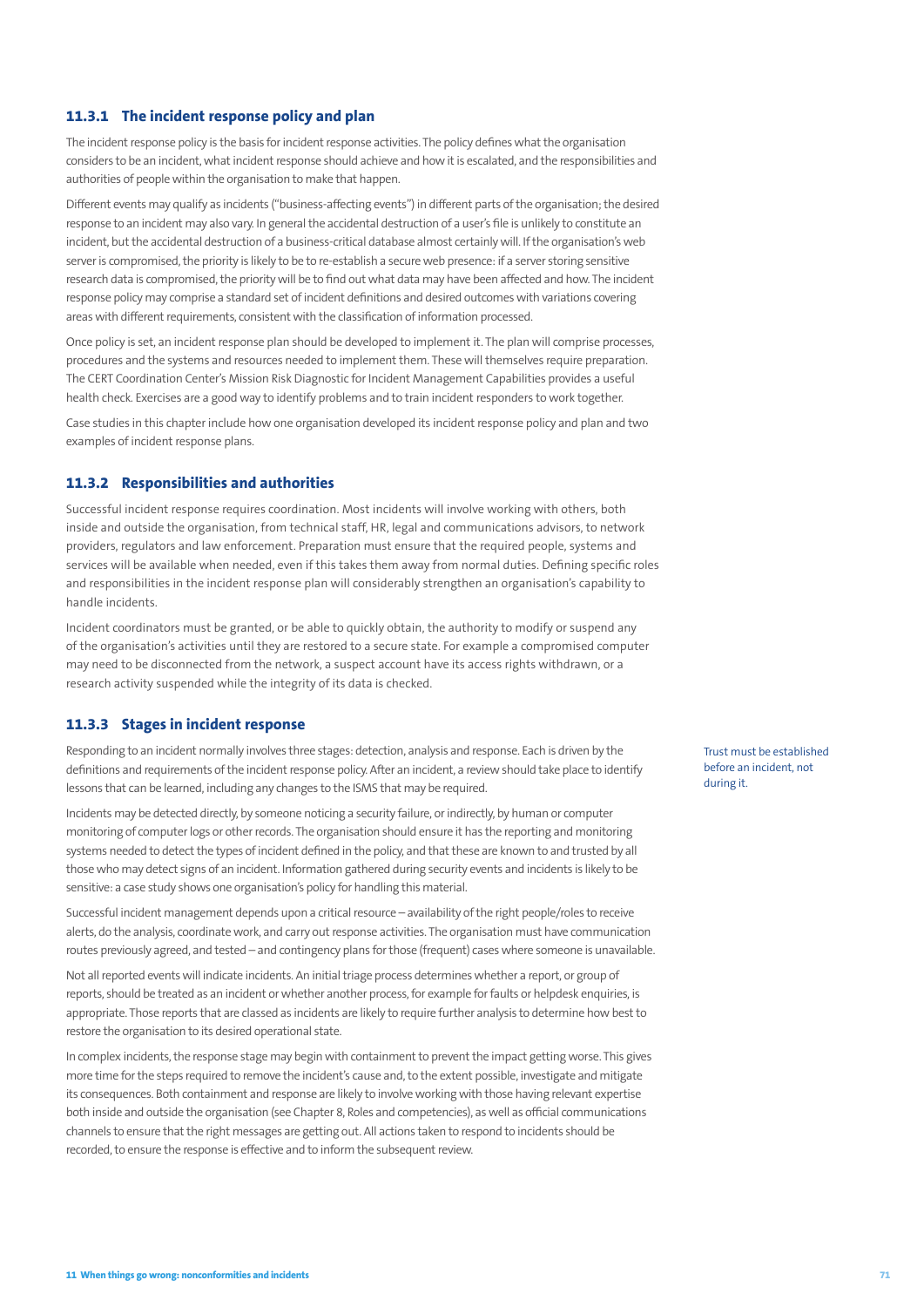### 11.3.1 The incident response policy and plan

The incident response policy is the basis for incident response activities. The policy defines what the organisation considers to be an incident, what incident response should achieve and how it is escalated, and the responsibilities and authorities of people within the organisation to make that happen.

Different events may qualify as incidents ("business-affecting events") in different parts of the organisation; the desired response to an incident may also vary. In general the accidental destruction of a user's file is unlikely to constitute an incident, but the accidental destruction of a business-critical database almost certainly will. If the organisation's web server is compromised, the priority is likely to be to re-establish a secure web presence: if a server storing sensitive research data is compromised, the priority will be to find out what data may have been affected and how. The incident response policy may comprise a standard set of incident definitions and desired outcomes with variations covering areas with different requirements, consistent with the classification of information processed.

Once policy is set, an incident response plan should be developed to implement it. The plan will comprise processes, procedures and the systems and resources needed to implement them. These will themselves require preparation. The CERT Coordination Center's Mission Risk Diagnostic for Incident Management Capabilities provides a useful health check. Exercises are a good way to identify problems and to train incident responders to work together.

Case studies in this chapter include how one organisation developed its incident response policy and plan and two examples of incident response plans.

### 11.3.2 Responsibilities and authorities

Successful incident response requires coordination. Most incidents will involve working with others, both inside and outside the organisation, from technical staff, HR, legal and communications advisors, to network providers, regulators and law enforcement. Preparation must ensure that the required people, systems and services will be available when needed, even if this takes them away from normal duties. Defining specific roles and responsibilities in the incident response plan will considerably strengthen an organisation's capability to handle incidents.

Incident coordinators must be granted, or be able to quickly obtain, the authority to modify or suspend any of the organisation's activities until they are restored to a secure state. For example a compromised computer may need to be disconnected from the network, a suspect account have its access rights withdrawn, or a research activity suspended while the integrity of its data is checked.

### 11.3.3 Stages in incident response

Responding to an incident normally involves three stages: detection, analysis and response. Each is driven by the definitions and requirements of the incident response policy. After an incident, a review should take place to identify lessons that can be learned, including any changes to the ISMS that may be required.

Trust must be established before an incident, not during it.

Incidents may be detected directly, by someone noticing a security failure, or indirectly, by human or computer monitoring of computer logs or other records. The organisation should ensure it has the reporting and monitoring systems needed to detect the types of incident defined in the policy, and that these are known to and trusted by all those who may detect signs of an incident. Information gathered during security events and incidents is likely to be sensitive: a case study shows one organisation's policy for handling this material.

Successful incident management depends upon a critical resource – availability of the right people/roles to receive alerts, do the analysis, coordinate work, and carry out response activities. The organisation must have communication routes previously agreed, and tested – and contingency plans for those (frequent) cases where someone is unavailable.

Not all reported events will indicate incidents. An initial triage process determines whether a report, or group of reports, should be treated as an incident or whether another process, for example for faults or helpdesk enquiries, is appropriate. Those reports that are classed as incidents are likely to require further analysis to determine how best to restore the organisation to its desired operational state.

In complex incidents, the response stage may begin with containment to prevent the impact getting worse. This gives more time for the steps required to remove the incident's cause and, to the extent possible, investigate and mitigate its consequences. Both containment and response are likely to involve working with those having relevant expertise both inside and outside the organisation (see Chapter 8, Roles and competencies), as well as official communications channels to ensure that the right messages are getting out. All actions taken to respond to incidents should be recorded, to ensure the response is effective and to inform the subsequent review.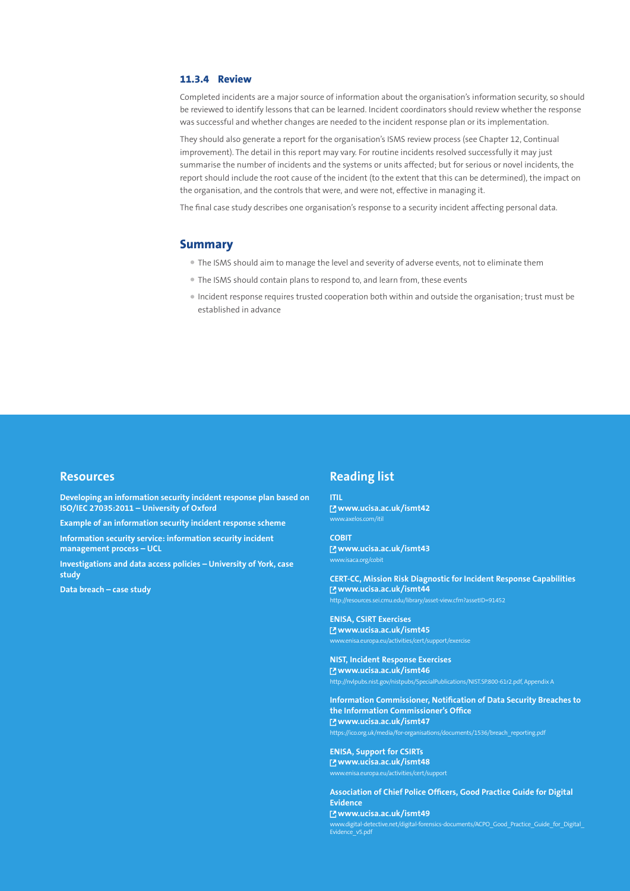### 11.3.4 Review

Completed incidents are a major source of information about the organisation's information security, so should be reviewed to identify lessons that can be learned. Incident coordinators should review whether the response was successful and whether changes are needed to the incident response plan or its implementation.

They should also generate a report for the organisation's ISMS review process (see Chapter 12, Continual improvement). The detail in this report may vary. For routine incidents resolved successfully it may just summarise the number of incidents and the systems or units affected; but for serious or novel incidents, the report should include the root cause of the incident (to the extent that this can be determined), the impact on the organisation, and the controls that were, and were not, effective in managing it.

The final case study describes one organisation's response to a security incident affecting personal data.

## Summary

- The ISMS should aim to manage the level and severity of adverse events, not to eliminate them
- The ISMS should contain plans to respond to, and learn from, these events
- Incident response requires trusted cooperation both within and outside the organisation; trust must be established in advance

## Resources

**Developing an information security incident response plan based on ISO/IEC 27035:2011 – University of Oxford**

**Example of an information security incident response scheme**

**Information security service: information security incident management process – UCL**

**Investigations and data access policies – University of York, case study**

**Data breach – case study**

## Reading list

**ITIL**
**www.ucisa.ac.uk/ismt42**
www.axelos.com/itil

**COBIT**
**www.ucisa.ac.uk/ismt43**
www.isaca.org/cobit

**CERT-CC, Mission Risk Diagnostic for Incident Response Capabilities**
**www.ucisa.ac.uk/ismt44**
http://resources.sei.cmu.edu/library/asset-view.cfm?assetID=91452

**ENISA, CSIRT Exercises**
**www.ucisa.ac.uk/ismt45**
www.enisa.europa.eu/activities/cert/support/exercise

**NIST, Incident Response Exercises**
**www.ucisa.ac.uk/ismt46**
http://nvlpubs.nist.gov/nistpubs/SpecialPublications/NIST.SP.800-61r2.pdf, Appendix A

**Information Commissioner, Notification of Data Security Breaches to the Information Commissioner's Office**
**www.ucisa.ac.uk/ismt47**
https://ico.org.uk/media/for-organisations/documents/1536/breach_reporting.pdf

**ENISA, Support for CSIRTs**
**www.ucisa.ac.uk/ismt48**
www.enisa.europa.eu/activities/cert/support

**Association of Chief Police Officers, Good Practice Guide for Digital Evidence**
**www.ucisa.ac.uk/ismt49**
www.digital-detective.net/digital-forensics-documents/ACPO_Good_Practice_Guide_for_Digital_Evidence_v5.pdf